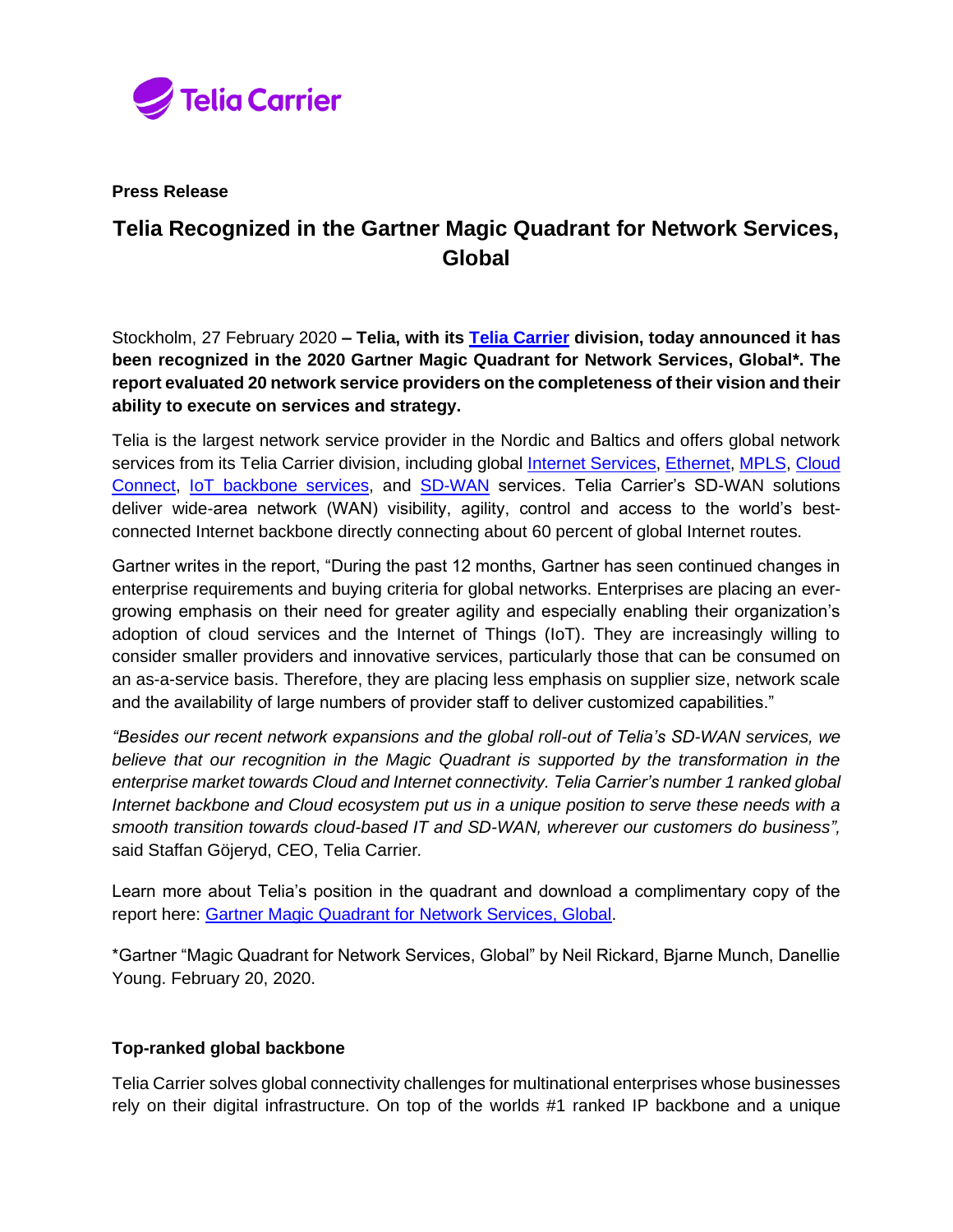Telia Carrier

**Press Release**

# Telia Recognized in the Gartner Magic Quadrant for Network Services, Global

Stockholm, 27 February 2020 **– Telia, with its Telia Carrier division, today announced it has been recognized in the 2020 Gartner Magic Quadrant for Network Services, Global\*. The report evaluated 20 network service providers on the completeness of their vision and their ability to execute on services and strategy.**

Telia is the largest network service provider in the Nordic and Baltics and offers global network services from its Telia Carrier division, including global Internet Services, Ethernet, MPLS, Cloud Connect, IoT backbone services, and SD-WAN services. Telia Carrier's SD-WAN solutions deliver wide-area network (WAN) visibility, agility, control and access to the world's best-connected Internet backbone directly connecting about 60 percent of global Internet routes.

Gartner writes in the report, "During the past 12 months, Gartner has seen continued changes in enterprise requirements and buying criteria for global networks. Enterprises are placing an ever-growing emphasis on their need for greater agility and especially enabling their organization's adoption of cloud services and the Internet of Things (IoT). They are increasingly willing to consider smaller providers and innovative services, particularly those that can be consumed on an as-a-service basis. Therefore, they are placing less emphasis on supplier size, network scale and the availability of large numbers of provider staff to deliver customized capabilities."

*"Besides our recent network expansions and the global roll-out of Telia's SD-WAN services, we believe that our recognition in the Magic Quadrant is supported by the transformation in the enterprise market towards Cloud and Internet connectivity. Telia Carrier's number 1 ranked global Internet backbone and Cloud ecosystem put us in a unique position to serve these needs with a smooth transition towards cloud-based IT and SD-WAN, wherever our customers do business",* said Staffan Göjeryd, CEO, Telia Carrier.

Learn more about Telia's position in the quadrant and download a complimentary copy of the report here: Gartner Magic Quadrant for Network Services, Global.

\*Gartner "Magic Quadrant for Network Services, Global" by Neil Rickard, Bjarne Munch, Danellie Young. February 20, 2020.

## Top-ranked global backbone

Telia Carrier solves global connectivity challenges for multinational enterprises whose businesses rely on their digital infrastructure. On top of the worlds #1 ranked IP backbone and a unique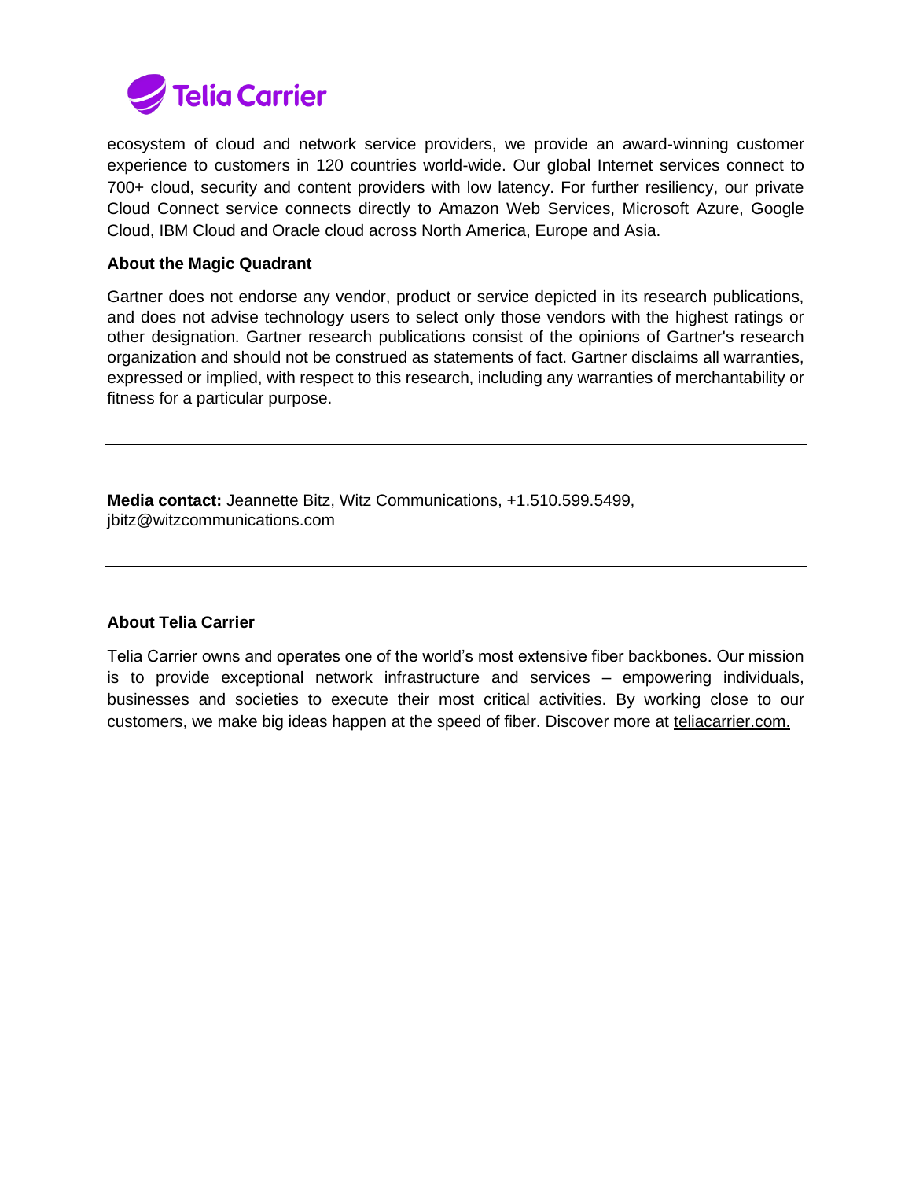ecosystem of cloud and network service providers, we provide an award-winning customer experience to customers in 120 countries world-wide. Our global Internet services connect to 700+ cloud, security and content providers with low latency. For further resiliency, our private Cloud Connect service connects directly to Amazon Web Services, Microsoft Azure, Google Cloud, IBM Cloud and Oracle cloud across North America, Europe and Asia.

**About the Magic Quadrant**

Gartner does not endorse any vendor, product or service depicted in its research publications, and does not advise technology users to select only those vendors with the highest ratings or other designation. Gartner research publications consist of the opinions of Gartner's research organization and should not be construed as statements of fact. Gartner disclaims all warranties, expressed or implied, with respect to this research, including any warranties of merchantability or fitness for a particular purpose.

---

**Media contact:** Jeannette Bitz, Witz Communications, +1.510.599.5499, jbitz@witzcommunications.com

---

**About Telia Carrier**

Telia Carrier owns and operates one of the world's most extensive fiber backbones. Our mission is to provide exceptional network infrastructure and services – empowering individuals, businesses and societies to execute their most critical activities. By working close to our customers, we make big ideas happen at the speed of fiber. Discover more at teliacarrier.com.